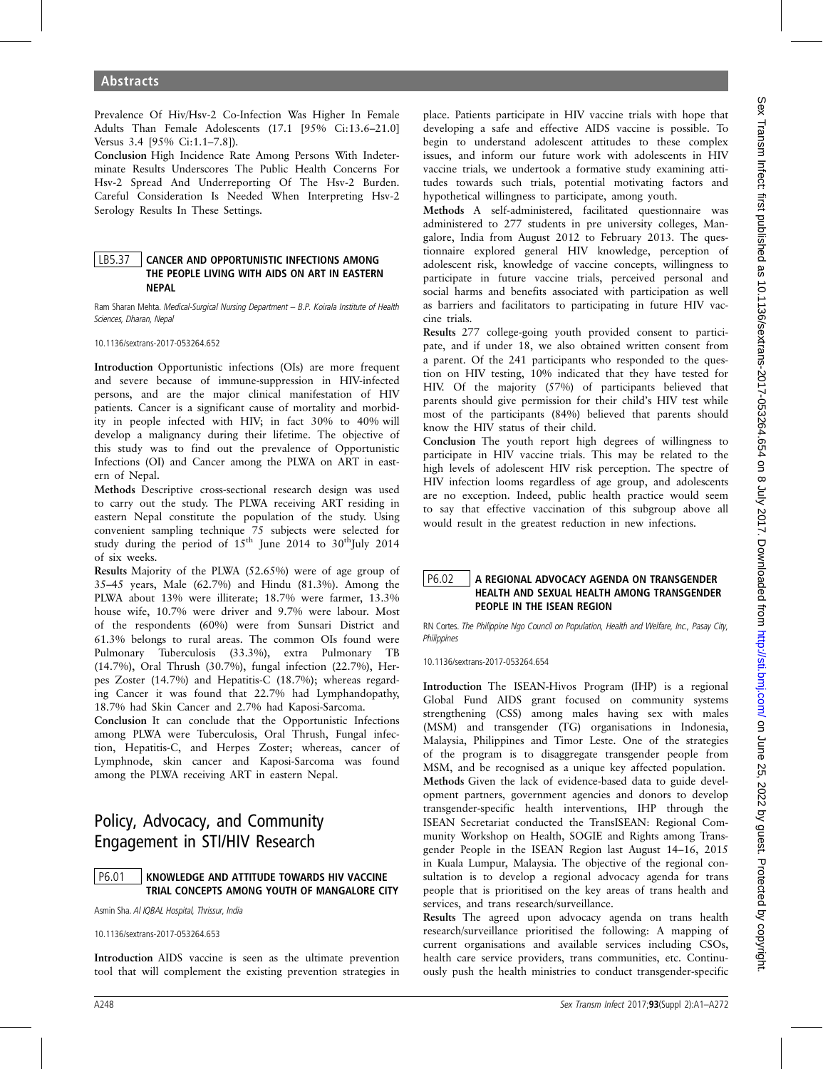Prevalence Of Hiv/Hsv-2 Co-Infection Was Higher In Female Adults Than Female Adolescents (17.1 [95% Ci:13.6–21.0] Versus 3.4 [95% Ci:1.1–7.8]).

**Conclusion** High Incidence Rate Among Persons With Indeterminate Results Underscores The Public Health Concerns For Hsv-2 Spread And Underreporting Of The Hsv-2 Burden. Careful Consideration Is Needed When Interpreting Hsv-2 Serology Results In These Settings.

### LB5.37 CANCER AND OPPORTUNISTIC INFECTIONS AMONG THE PEOPLE LIVING WITH AIDS ON ART IN EASTERN NEPAL

Ram Sharan Mehta. *Medical-Surgical Nursing Department – B.P. Koirala Institute of Health Sciences, Dharan, Nepal*

10.1136/sextrans-2017-053264.652

**Introduction** Opportunistic infections (OIs) are more frequent and severe because of immune-suppression in HIV-infected persons, and are the major clinical manifestation of HIV patients. Cancer is a significant cause of mortality and morbidity in people infected with HIV; in fact 30% to 40% will develop a malignancy during their lifetime. The objective of this study was to find out the prevalence of Opportunistic Infections (OI) and Cancer among the PLWA on ART in eastern of Nepal.

**Methods** Descriptive cross-sectional research design was used to carry out the study. The PLWA receiving ART residing in eastern Nepal constitute the population of the study. Using convenient sampling technique 75 subjects were selected for study during the period of 15th June 2014 to 30th July 2014 of six weeks.

**Results** Majority of the PLWA (52.65%) were of age group of 35–45 years, Male (62.7%) and Hindu (81.3%). Among the PLWA about 13% were illiterate; 18.7% were farmer, 13.3% house wife, 10.7% were driver and 9.7% were labour. Most of the respondents (60%) were from Sunsari District and 61.3% belongs to rural areas. The common OIs found were Pulmonary Tuberculosis (33.3%), extra Pulmonary TB (14.7%), Oral Thrush (30.7%), fungal infection (22.7%), Herpes Zoster (14.7%) and Hepatitis-C (18.7%); whereas regarding Cancer it was found that 22.7% had Lymphandopathy, 18.7% had Skin Cancer and 2.7% had Kaposi-Sarcoma.

**Conclusion** It can conclude that the Opportunistic Infections among PLWA were Tuberculosis, Oral Thrush, Fungal infection, Hepatitis-C, and Herpes Zoster; whereas, cancer of Lymphnode, skin cancer and Kaposi-Sarcoma was found among the PLWA receiving ART in eastern Nepal.

## Policy, Advocacy, and Community Engagement in STI/HIV Research

### P6.01 KNOWLEDGE AND ATTITUDE TOWARDS HIV VACCINE TRIAL CONCEPTS AMONG YOUTH OF MANGALORE CITY

Asmin Sha. *Al IQBAL Hospital, Thrissur, India*

10.1136/sextrans-2017-053264.653

**Introduction** AIDS vaccine is seen as the ultimate prevention tool that will complement the existing prevention strategies in place. Patients participate in HIV vaccine trials with hope that developing a safe and effective AIDS vaccine is possible. To begin to understand adolescent attitudes to these complex issues, and inform our future work with adolescents in HIV vaccine trials, we undertook a formative study examining attitudes towards such trials, potential motivating factors and hypothetical willingness to participate, among youth.

**Methods** A self-administered, facilitated questionnaire was administered to 277 students in pre university colleges, Mangalore, India from August 2012 to February 2013. The questionnaire explored general HIV knowledge, perception of adolescent risk, knowledge of vaccine concepts, willingness to participate in future vaccine trials, perceived personal and social harms and benefits associated with participation as well as barriers and facilitators to participating in future HIV vaccine trials.

**Results** 277 college-going youth provided consent to participate, and if under 18, we also obtained written consent from a parent. Of the 241 participants who responded to the question on HIV testing, 10% indicated that they have tested for HIV. Of the majority (57%) of participants believed that parents should give permission for their child's HIV test while most of the participants (84%) believed that parents should know the HIV status of their child.

**Conclusion** The youth report high degrees of willingness to participate in HIV vaccine trials. This may be related to the high levels of adolescent HIV risk perception. The spectre of HIV infection looms regardless of age group, and adolescents are no exception. Indeed, public health practice would seem to say that effective vaccination of this subgroup above all would result in the greatest reduction in new infections.

### P6.02 A REGIONAL ADVOCACY AGENDA ON TRANSGENDER HEALTH AND SEXUAL HEALTH AMONG TRANSGENDER PEOPLE IN THE ISEAN REGION

RN Cortes. *The Philippine Ngo Council on Population, Health and Welfare, Inc., Pasay City, Philippines*

10.1136/sextrans-2017-053264.654

**Introduction** The ISEAN-Hivos Program (IHP) is a regional Global Fund AIDS grant focused on community systems strengthening (CSS) among males having sex with males (MSM) and transgender (TG) organisations in Indonesia, Malaysia, Philippines and Timor Leste. One of the strategies of the program is to disaggregate transgender people from MSM, and be recognised as a unique key affected population.

**Methods** Given the lack of evidence-based data to guide development partners, government agencies and donors to develop transgender-specific health interventions, IHP through the ISEAN Secretariat conducted the TransISEAN: Regional Community Workshop on Health, SOGIE and Rights among Transgender People in the ISEAN Region last August 14–16, 2015 in Kuala Lumpur, Malaysia. The objective of the regional consultation is to develop a regional advocacy agenda for trans people that is prioritised on the key areas of trans health and services, and trans research/surveillance.

**Results** The agreed upon advocacy agenda on trans health research/surveillance prioritised the following: A mapping of current organisations and available services including CSOs, health care service providers, trans communities, etc. Continuously push the health ministries to conduct transgender-specific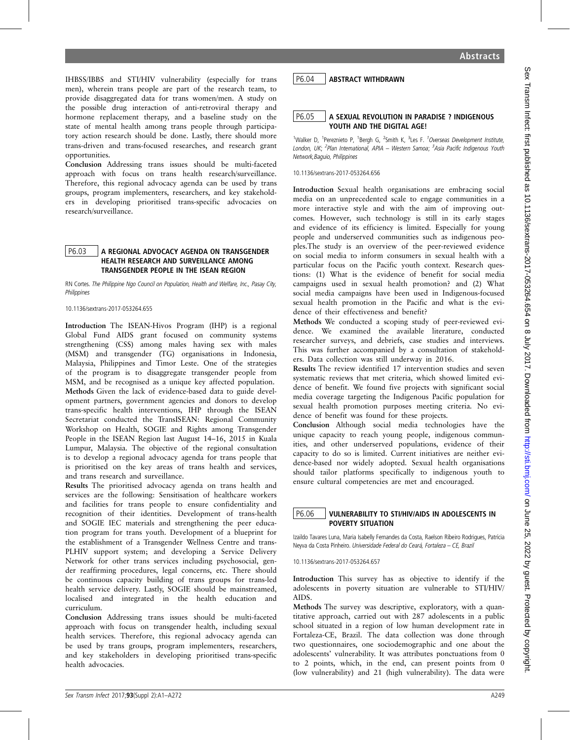IHBSS/IBBS and STI/HIV vulnerability (especially for trans men), wherein trans people are part of the research team, to provide disaggregated data for trans women/men. A study on the possible drug interaction of anti-retroviral therapy and hormone replacement therapy, and a baseline study on the state of mental health among trans people through participatory action research should be done. Lastly, there should more trans-driven and trans-focused researches, and research grant opportunities.

**Conclusion** Addressing trans issues should be multi-faceted approach with focus on trans health research/surveillance. Therefore, this regional advocacy agenda can be used by trans groups, program implementers, researchers, and key stakeholders in developing prioritised trans-specific advocacies on research/surveillance.

## P6.03 A REGIONAL ADVOCACY AGENDA ON TRANSGENDER HEALTH RESEARCH AND SURVEILLANCE AMONG TRANSGENDER PEOPLE IN THE ISEAN REGION

RN Cortes. *The Philippine Ngo Council on Population, Health and Welfare, Inc., Pasay City, Philippines*

10.1136/sextrans-2017-053264.655

**Introduction** The ISEAN-Hivos Program (IHP) is a regional Global Fund AIDS grant focused on community systems strengthening (CSS) among males having sex with males (MSM) and transgender (TG) organisations in Indonesia, Malaysia, Philippines and Timor Leste. One of the strategies of the program is to disaggregate transgender people from MSM, and be recognised as a unique key affected population.

**Methods** Given the lack of evidence-based data to guide development partners, government agencies and donors to develop trans-specific health interventions, IHP through the ISEAN Secretariat conducted the TransISEAN: Regional Community Workshop on Health, SOGIE and Rights among Transgender People in the ISEAN Region last August 14–16, 2015 in Kuala Lumpur, Malaysia. The objective of the regional consultation is to develop a regional advocacy agenda for trans people that is prioritised on the key areas of trans health and services, and trans research and surveillance.

**Results** The prioritised advocacy agenda on trans health and services are the following: Sensitisation of healthcare workers and facilities for trans people to ensure confidentiality and recognition of their identities. Development of trans-health and SOGIE IEC materials and strengthening the peer education program for trans youth. Development of a blueprint for the establishment of a Transgender Wellness Centre and trans-PLHIV support system; and developing a Service Delivery Network for other trans services including psychosocial, gender reaffirming procedures, legal concerns, etc. There should be continuous capacity building of trans groups for trans-led health service delivery. Lastly, SOGIE should be mainstreamed, localised and integrated in the health education and curriculum.

**Conclusion** Addressing trans issues should be multi-faceted approach with focus on transgender health, including sexual health services. Therefore, this regional advocacy agenda can be used by trans groups, program implementers, researchers, and key stakeholders in developing prioritised trans-specific health advocacies.

## P6.04 ABSTRACT WITHDRAWN

## P6.05 A SEXUAL REVOLUTION IN PARADISE ? INDIGENOUS YOUTH AND THE DIGITAL AGE!

[1]Walker D, [1]Pereznieto P, [1]Bergh G, [2]Smith K, [3]Les F. [1]*Overseas Development Institute, London, UK*; [2]*Plan International, APIA – Western Samoa*; [3]*Asia Pacific Indigenous Youth Network, Baguio, Philippines*

10.1136/sextrans-2017-053264.656

**Introduction** Sexual health organisations are embracing social media on an unprecedented scale to engage communities in a more interactive style and with the aim of improving outcomes. However, such technology is still in its early stages and evidence of its efficiency is limited. Especially for young people and underserved communities such as indigenous peoples.The study is an overview of the peer-reviewed evidence on social media to inform consumers in sexual health with a particular focus on the Pacific youth context. Research questions: (1) What is the evidence of benefit for social media campaigns used in sexual health promotion? and (2) What social media campaigns have been used in Indigenous-focused sexual health promotion in the Pacific and what is the evidence of their effectiveness and benefit?

**Methods** We conducted a scoping study of peer-reviewed evidence. We examined the available literature, conducted researcher surveys, and debriefs, case studies and interviews. This was further accompanied by a consultation of stakeholders. Data collection was still underway in 2016.

**Results** The review identified 17 intervention studies and seven systematic reviews that met criteria, which showed limited evidence of benefit. We found five projects with significant social media coverage targeting the Indigenous Pacific population for sexual health promotion purposes meeting criteria. No evidence of benefit was found for these projects.

**Conclusion** Although social media technologies have the unique capacity to reach young people, indigenous communities, and other underserved populations, evidence of their capacity to do so is limited. Current initiatives are neither evidence-based nor widely adopted. Sexual health organisations should tailor platforms specifically to indigenous youth to ensure cultural competencies are met and encouraged.

## P6.06 VULNERABILITY TO STI/HIV/AIDS IN ADOLESCENTS IN POVERTY SITUATION

Izaildo Tavares Luna, Maria Isabelly Fernandes da Costa, Raelson Ribeiro Rodrigues, Patrícia Neyva da Costa Pinheiro. *Universidade Federal do Ceará, Fortaleza – CE, Brazil*

10.1136/sextrans-2017-053264.657

**Introduction** This survey has as objective to identify if the adolescents in poverty situation are vulnerable to STI/HIV/AIDS.

**Methods** The survey was descriptive, exploratory, with a quantitative approach, carried out with 287 adolescents in a public school situated in a region of low human development rate in Fortaleza-CE, Brazil. The data collection was done through two questionnaires, one sociodemographic and one about the adolescents' vulnerability. It was attributes ponctuations from 0 to 2 points, which, in the end, can present points from 0 (low vulnerability) and 21 (high vulnerability). The data were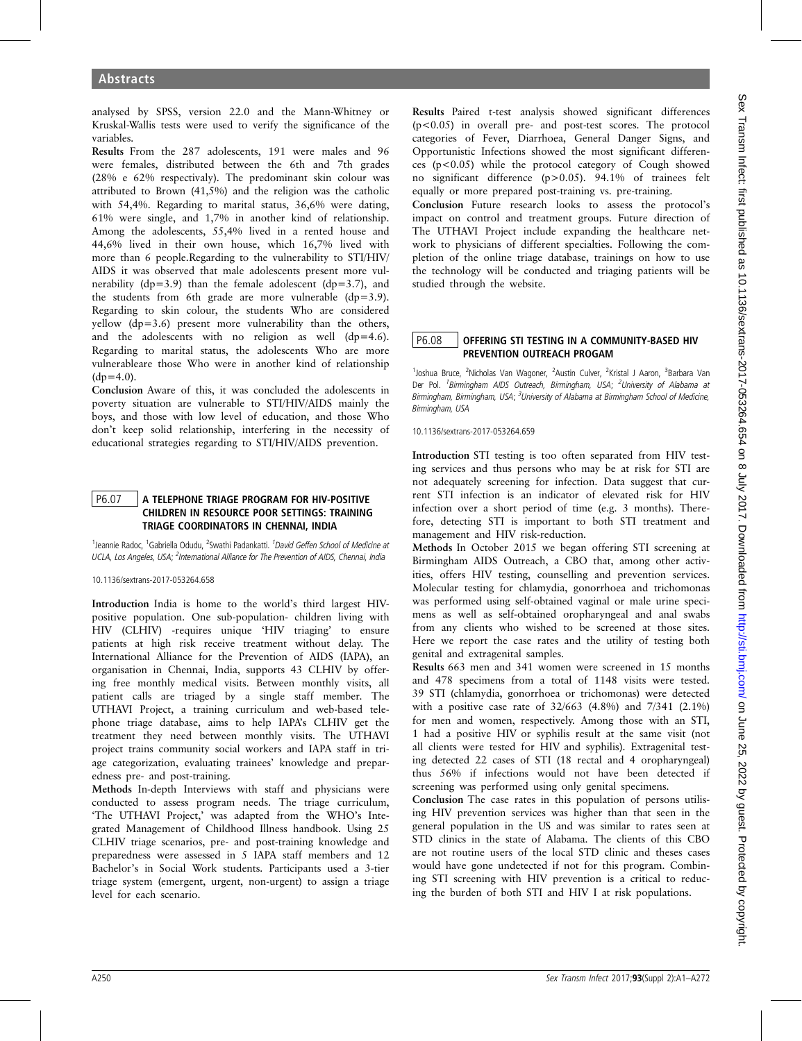analysed by SPSS, version 22.0 and the Mann-Whitney or Kruskal-Wallis tests were used to verify the significance of the variables.

**Results** From the 287 adolescents, 191 were males and 96 were females, distributed between the 6th and 7th grades (28% e 62% respectivaly). The predominant skin colour was attributed to Brown (41,5%) and the religion was the catholic with 54,4%. Regarding to marital status, 36,6% were dating, 61% were single, and 1,7% in another kind of relationship. Among the adolescents, 55,4% lived in a rented house and 44,6% lived in their own house, which 16,7% lived with more than 6 people.Regarding to the vulnerability to STI/HIV/AIDS it was observed that male adolescents present more vulnerability (dp=3.9) than the female adolescent (dp=3.7), and the students from 6th grade are more vulnerable (dp=3.9). Regarding to skin colour, the students Who are considered yellow (dp=3.6) present more vulnerability than the others, and the adolescents with no religion as well (dp=4.6). Regarding to marital status, the adolescents Who are more vulnerableare those Who were in another kind of relationship (dp=4.0).

**Conclusion** Aware of this, it was concluded the adolescents in poverty situation are vulnerable to STI/HIV/AIDS mainly the boys, and those with low level of education, and those Who don't keep solid relationship, interfering in the necessity of educational strategies regarding to STI/HIV/AIDS prevention.

## P6.07 A TELEPHONE TRIAGE PROGRAM FOR HIV-POSITIVE CHILDREN IN RESOURCE POOR SETTINGS: TRAINING TRIAGE COORDINATORS IN CHENNAI, INDIA

[1]Jeannie Radoc, [1]Gabriella Odudu, [2]Swathi Padankatti. [1]*David Geffen School of Medicine at UCLA, Los Angeles, USA*; [2]*International Alliance for The Prevention of AIDS, Chennai, India*

10.1136/sextrans-2017-053264.658

**Introduction** India is home to the world's third largest HIV-positive population. One sub-population- children living with HIV (CLHIV) -requires unique 'HIV triaging' to ensure patients at high risk receive treatment without delay. The International Alliance for the Prevention of AIDS (IAPA), an organisation in Chennai, India, supports 43 CLHIV by offering free monthly medical visits. Between monthly visits, all patient calls are triaged by a single staff member. The UTHAVI Project, a training curriculum and web-based telephone triage database, aims to help IAPA's CLHIV get the treatment they need between monthly visits. The UTHAVI project trains community social workers and IAPA staff in triage categorization, evaluating trainees' knowledge and preparedness pre- and post-training.

**Methods** In-depth Interviews with staff and physicians were conducted to assess program needs. The triage curriculum, 'The UTHAVI Project,' was adapted from the WHO's Integrated Management of Childhood Illness handbook. Using 25 CLHIV triage scenarios, pre- and post-training knowledge and preparedness were assessed in 5 IAPA staff members and 12 Bachelor's in Social Work students. Participants used a 3-tier triage system (emergent, urgent, non-urgent) to assign a triage level for each scenario.

**Results** Paired t-test analysis showed significant differences ($p<0.05$) in overall pre- and post-test scores. The protocol categories of Fever, Diarrhoea, General Danger Signs, and Opportunistic Infections showed the most significant differences ($p<0.05$) while the protocol category of Cough showed no significant difference ($p>0.05$). 94.1% of trainees felt equally or more prepared post-training vs. pre-training.

**Conclusion** Future research looks to assess the protocol's impact on control and treatment groups. Future direction of The UTHAVI Project include expanding the healthcare network to physicians of different specialties. Following the completion of the online triage database, trainings on how to use the technology will be conducted and triaging patients will be studied through the website.

## P6.08 OFFERING STI TESTING IN A COMMUNITY-BASED HIV PREVENTION OUTREACH PROGAM

[1]Joshua Bruce, [2]Nicholas Van Wagoner, [2]Austin Culver, [2]Kristal J Aaron, [3]Barbara Van Der Pol. [1]*Birmingham AIDS Outreach, Birmingham, USA*; [2]*University of Alabama at Birmingham, Birmingham, USA*; [3]*University of Alabama at Birmingham School of Medicine, Birmingham, USA*

10.1136/sextrans-2017-053264.659

**Introduction** STI testing is too often separated from HIV testing services and thus persons who may be at risk for STI are not adequately screening for infection. Data suggest that current STI infection is an indicator of elevated risk for HIV infection over a short period of time (e.g. 3 months). Therefore, detecting STI is important to both STI treatment and management and HIV risk-reduction.

**Methods** In October 2015 we began offering STI screening at Birmingham AIDS Outreach, a CBO that, among other activities, offers HIV testing, counselling and prevention services. Molecular testing for chlamydia, gonorrhoea and trichomonas was performed using self-obtained vaginal or male urine specimens as well as self-obtained oropharyngeal and anal swabs from any clients who wished to be screened at those sites. Here we report the case rates and the utility of testing both genital and extragenital samples.

**Results** 663 men and 341 women were screened in 15 months and 478 specimens from a total of 1148 visits were tested. 39 STI (chlamydia, gonorrhoea or trichomonas) were detected with a positive case rate of 32/663 (4.8%) and 7/341 (2.1%) for men and women, respectively. Among those with an STI, 1 had a positive HIV or syphilis result at the same visit (not all clients were tested for HIV and syphilis). Extragenital testing detected 22 cases of STI (18 rectal and 4 oropharyngeal) thus 56% if infections would not have been detected if screening was performed using only genital specimens.

**Conclusion** The case rates in this population of persons utilising HIV prevention services was higher than that seen in the general population in the US and was similar to rates seen at STD clinics in the state of Alabama. The clients of this CBO are not routine users of the local STD clinic and theses cases would have gone undetected if not for this program. Combining STI screening with HIV prevention is a critical to reducing the burden of both STI and HIV I at risk populations.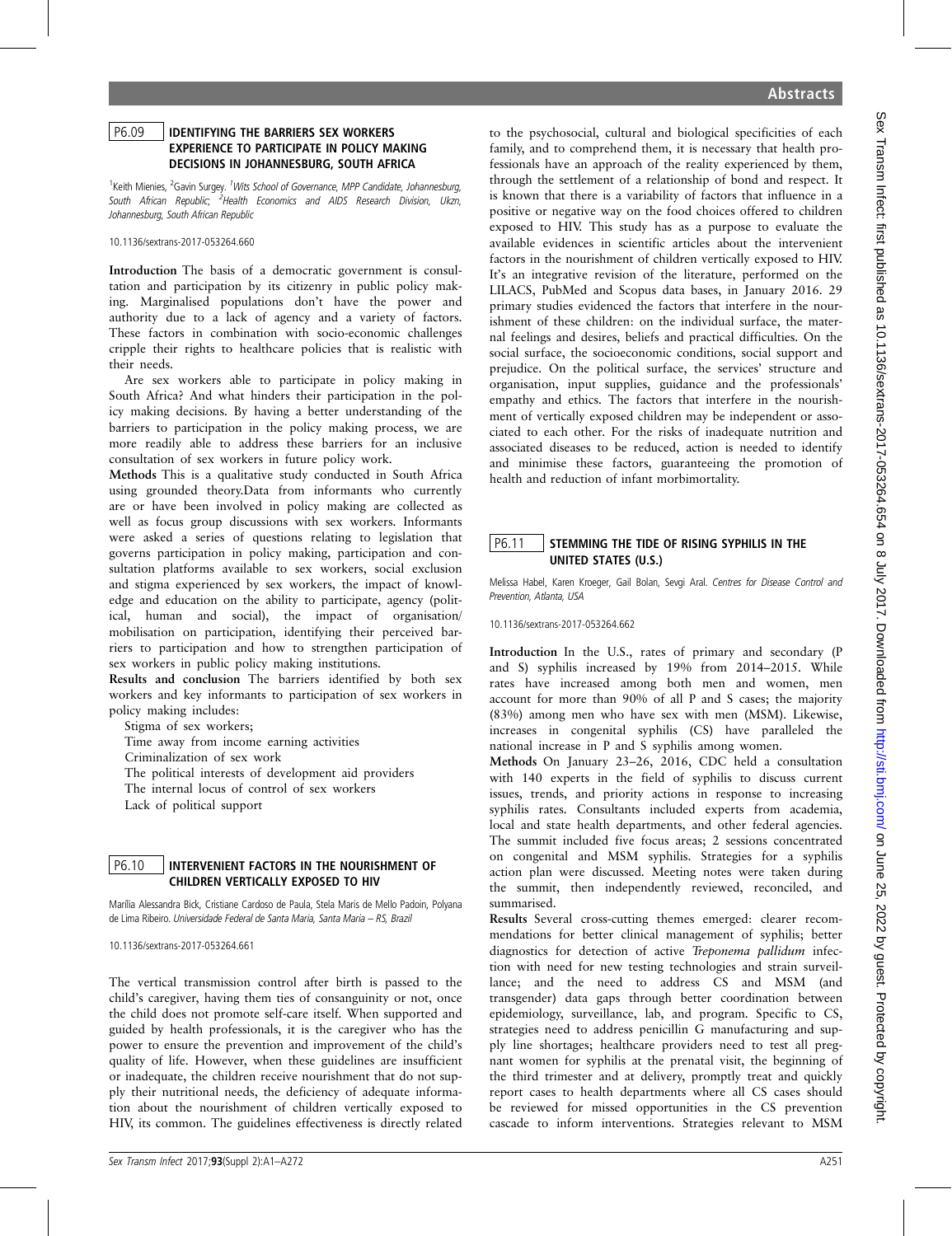## P6.09 IDENTIFYING THE BARRIERS SEX WORKERS EXPERIENCE TO PARTICIPATE IN POLICY MAKING DECISIONS IN JOHANNESBURG, SOUTH AFRICA

[1]Keith Mienies, [2]Gavin Surgey. [1]Wits School of Governance, MPP Candidate, Johannesburg, South African Republic; [2]Health Economics and AIDS Research Division, Ukzn, Johannesburg, South African Republic

10.1136/sextrans-2017-053264.660

**Introduction** The basis of a democratic government is consultation and participation by its citizenry in public policy making. Marginalised populations don't have the power and authority due to a lack of agency and a variety of factors. These factors in combination with socio-economic challenges cripple their rights to healthcare policies that is realistic with their needs.

Are sex workers able to participate in policy making in South Africa? And what hinders their participation in the policy making decisions. By having a better understanding of the barriers to participation in the policy making process, we are more readily able to address these barriers for an inclusive consultation of sex workers in future policy work.

**Methods** This is a qualitative study conducted in South Africa using grounded theory.Data from informants who currently are or have been involved in policy making are collected as well as focus group discussions with sex workers. Informants were asked a series of questions relating to legislation that governs participation in policy making, participation and consultation platforms available to sex workers, social exclusion and stigma experienced by sex workers, the impact of knowledge and education on the ability to participate, agency (political, human and social), the impact of organisation/mobilisation on participation, identifying their perceived barriers to participation and how to strengthen participation of sex workers in public policy making institutions.

**Results and conclusion** The barriers identified by both sex workers and key informants to participation of sex workers in policy making includes:

Stigma of sex workers;
Time away from income earning activities
Criminalization of sex work
The political interests of development aid providers
The internal locus of control of sex workers
Lack of political support

## P6.10 INTERVENIENT FACTORS IN THE NOURISHMENT OF CHILDREN VERTICALLY EXPOSED TO HIV

Marília Alessandra Bick, Cristiane Cardoso de Paula, Stela Maris de Mello Padoin, Polyana de Lima Ribeiro. Universidade Federal de Santa Maria, Santa Maria – RS, Brazil

10.1136/sextrans-2017-053264.661

The vertical transmission control after birth is passed to the child's caregiver, having them ties of consanguinity or not, once the child does not promote self-care itself. When supported and guided by health professionals, it is the caregiver who has the power to ensure the prevention and improvement of the child's quality of life. However, when these guidelines are insufficient or inadequate, the children receive nourishment that do not supply their nutritional needs, the deficiency of adequate information about the nourishment of children vertically exposed to HIV, its common. The guidelines effectiveness is directly related to the psychosocial, cultural and biological specificities of each family, and to comprehend them, it is necessary that health professionals have an approach of the reality experienced by them, through the settlement of a relationship of bond and respect. It is known that there is a variability of factors that influence in a positive or negative way on the food choices offered to children exposed to HIV. This study has as a purpose to evaluate the available evidences in scientific articles about the intervenient factors in the nourishment of children vertically exposed to HIV. It's an integrative revision of the literature, performed on the LILACS, PubMed and Scopus data bases, in January 2016. 29 primary studies evidenced the factors that interfere in the nourishment of these children: on the individual surface, the maternal feelings and desires, beliefs and practical difficulties. On the social surface, the socioeconomic conditions, social support and prejudice. On the political surface, the services' structure and organisation, input supplies, guidance and the professionals' empathy and ethics. The factors that interfere in the nourishment of vertically exposed children may be independent or associated to each other. For the risks of inadequate nutrition and associated diseases to be reduced, action is needed to identify and minimise these factors, guaranteeing the promotion of health and reduction of infant morbimortality.

## P6.11 STEMMING THE TIDE OF RISING SYPHILIS IN THE UNITED STATES (U.S.)

Melissa Habel, Karen Kroeger, Gail Bolan, Sevgi Aral. Centres for Disease Control and Prevention, Atlanta, USA

10.1136/sextrans-2017-053264.662

**Introduction** In the U.S., rates of primary and secondary (P and S) syphilis increased by 19% from 2014–2015. While rates have increased among both men and women, men account for more than 90% of all P and S cases; the majority (83%) among men who have sex with men (MSM). Likewise, increases in congenital syphilis (CS) have paralleled the national increase in P and S syphilis among women.

**Methods** On January 23–26, 2016, CDC held a consultation with 140 experts in the field of syphilis to discuss current issues, trends, and priority actions in response to increasing syphilis rates. Consultants included experts from academia, local and state health departments, and other federal agencies. The summit included five focus areas; 2 sessions concentrated on congenital and MSM syphilis. Strategies for a syphilis action plan were discussed. Meeting notes were taken during the summit, then independently reviewed, reconciled, and summarised.

**Results** Several cross-cutting themes emerged: clearer recommendations for better clinical management of syphilis; better diagnostics for detection of active *Treponema pallidum* infection with need for new testing technologies and strain surveillance; and the need to address CS and MSM (and transgender) data gaps through better coordination between epidemiology, surveillance, lab, and program. Specific to CS, strategies need to address penicillin G manufacturing and supply line shortages; healthcare providers need to test all pregnant women for syphilis at the prenatal visit, the beginning of the third trimester and at delivery, promptly treat and quickly report cases to health departments where all CS cases should be reviewed for missed opportunities in the CS prevention cascade to inform interventions. Strategies relevant to MSM